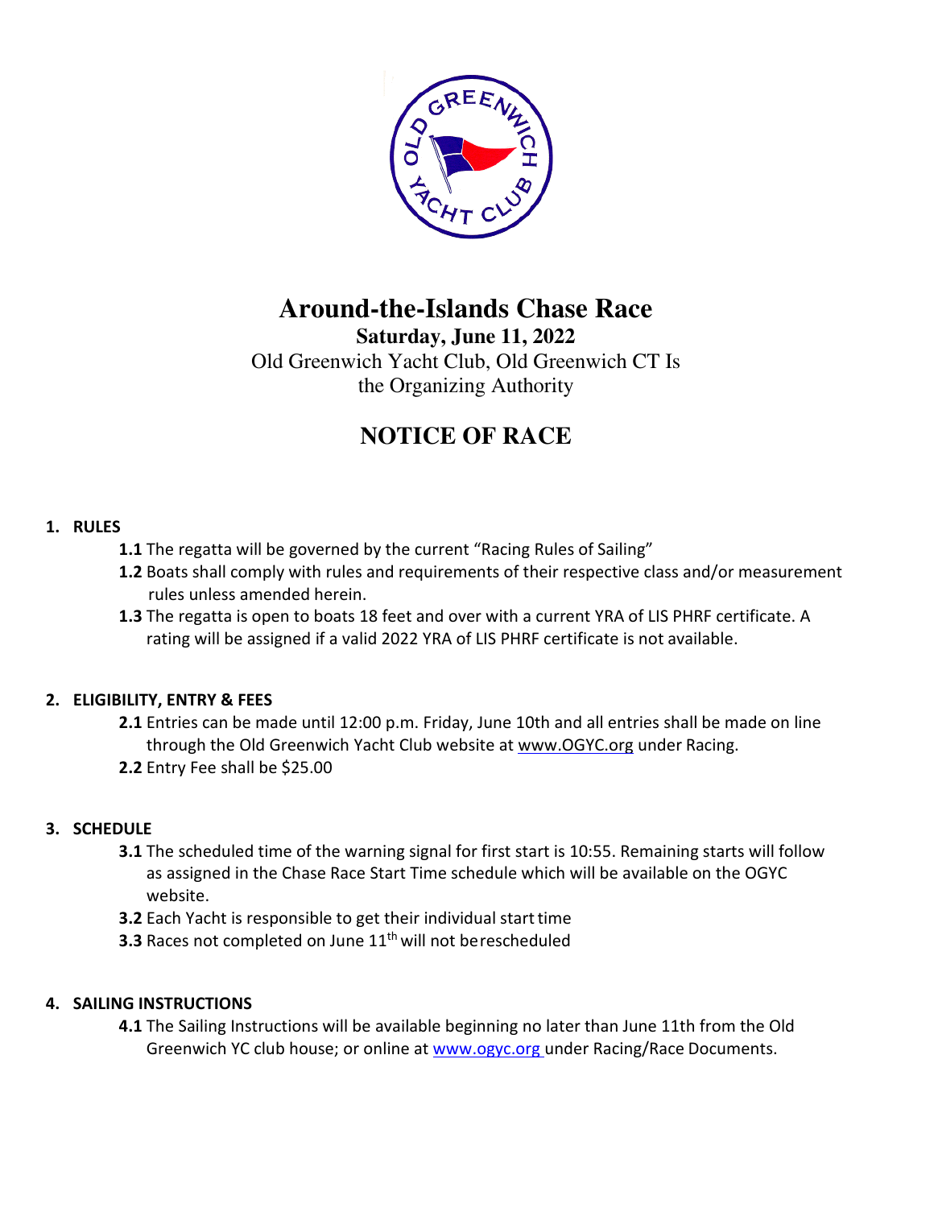# Around-the-Islands Chase Race

**Saturday, June 11, 2022**

Old Greenwich Yacht Club, Old Greenwich CT Is the Organizing Authority

## NOTICE OF RACE

### 1. RULES

**1.1** The regatta will be governed by the current "Racing Rules of Sailing"

**1.2** Boats shall comply with rules and requirements of their respective class and/or measurement rules unless amended herein.

**1.3** The regatta is open to boats 18 feet and over with a current YRA of LIS PHRF certificate. A rating will be assigned if a valid 2022 YRA of LIS PHRF certificate is not available.

### 2. ELIGIBILITY, ENTRY & FEES

**2.1** Entries can be made until 12:00 p.m. Friday, June 10th and all entries shall be made on line through the Old Greenwich Yacht Club website at www.OGYC.org under Racing.

**2.2** Entry Fee shall be $25.00

### 3. SCHEDULE

**3.1** The scheduled time of the warning signal for first start is 10:55. Remaining starts will follow as assigned in the Chase Race Start Time schedule which will be available on the OGYC website.

**3.2** Each Yacht is responsible to get their individual start time

**3.3** Races not completed on June 11th will not be rescheduled

### 4. SAILING INSTRUCTIONS

**4.1** The Sailing Instructions will be available beginning no later than June 11th from the Old Greenwich YC club house; or online at www.ogyc.org under Racing/Race Documents.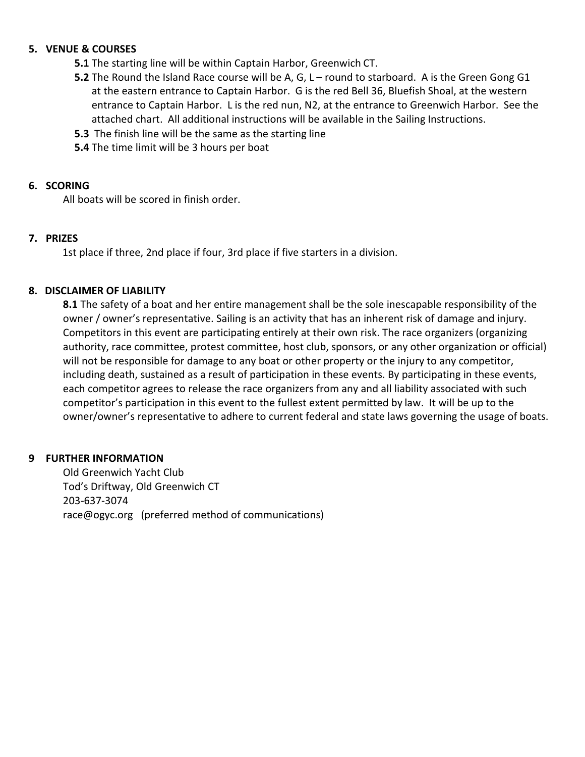## 5. VENUE & COURSES

**5.1** The starting line will be within Captain Harbor, Greenwich CT.

**5.2** The Round the Island Race course will be A, G, L – round to starboard. A is the Green Gong G1 at the eastern entrance to Captain Harbor. G is the red Bell 36, Bluefish Shoal, at the western entrance to Captain Harbor. L is the red nun, N2, at the entrance to Greenwich Harbor. See the attached chart. All additional instructions will be available in the Sailing Instructions.

**5.3** The finish line will be the same as the starting line

**5.4** The time limit will be 3 hours per boat

## 6. SCORING

All boats will be scored in finish order.

## 7. PRIZES

1st place if three, 2nd place if four, 3rd place if five starters in a division.

## 8. DISCLAIMER OF LIABILITY

**8.1** The safety of a boat and her entire management shall be the sole inescapable responsibility of the owner / owner's representative. Sailing is an activity that has an inherent risk of damage and injury. Competitors in this event are participating entirely at their own risk. The race organizers (organizing authority, race committee, protest committee, host club, sponsors, or any other organization or official) will not be responsible for damage to any boat or other property or the injury to any competitor, including death, sustained as a result of participation in these events. By participating in these events, each competitor agrees to release the race organizers from any and all liability associated with such competitor's participation in this event to the fullest extent permitted by law. It will be up to the owner/owner's representative to adhere to current federal and state laws governing the usage of boats.

## 9 FURTHER INFORMATION

Old Greenwich Yacht Club
Tod's Driftway, Old Greenwich CT
203-637-3074
race@ogyc.org (preferred method of communications)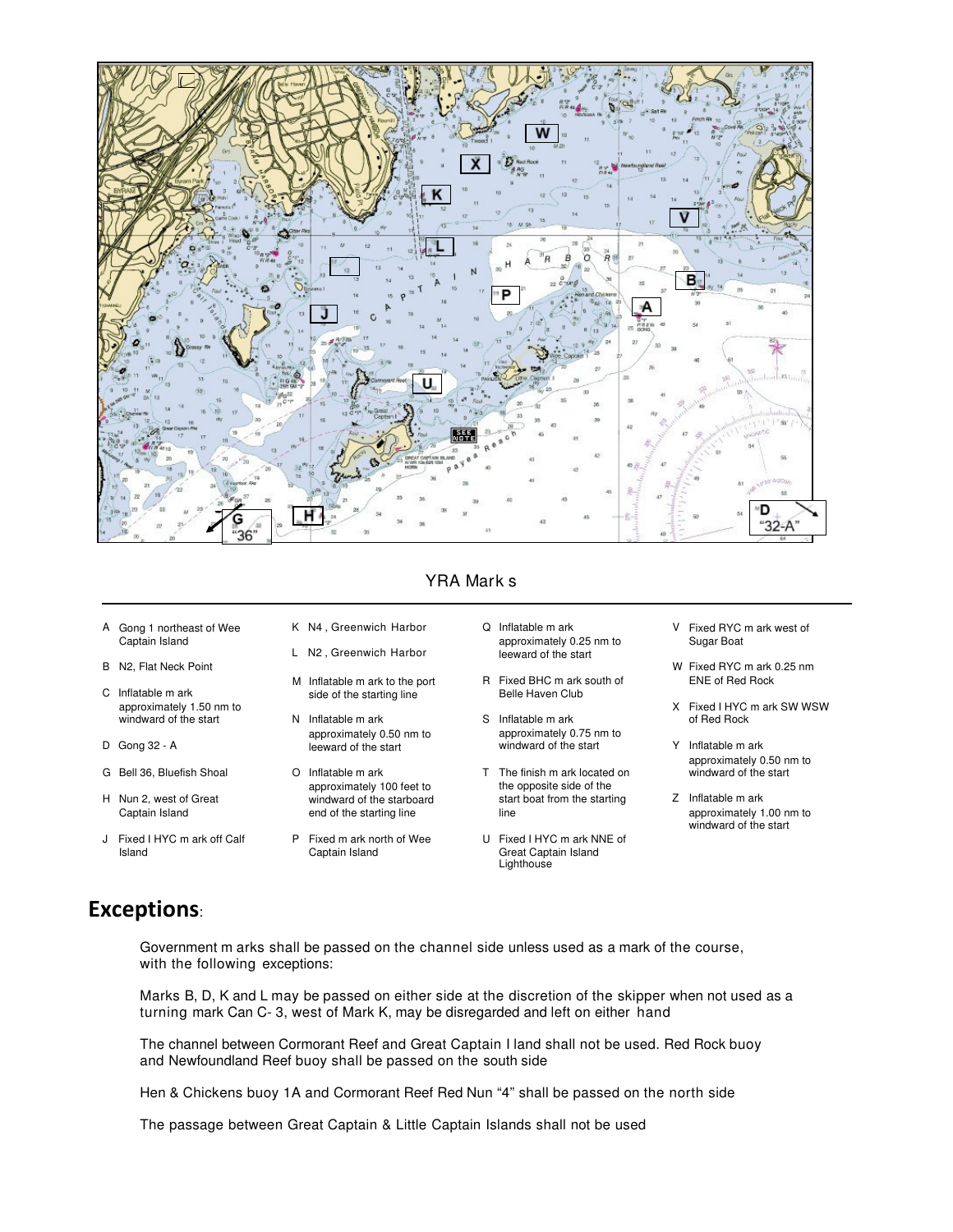YRA Mark s

A Gong 1 northeast of Wee Captain Island

B N2, Flat Neck Point

C Inflatable m ark approximately 1.50 nm to windward of the start

D Gong 32 - A

G Bell 36, Bluefish Shoal

H Nun 2, west of Great Captain Island

J Fixed I HYC m ark off Calf Island

K N4 , Greenwich Harbor

L N2 , Greenwich Harbor

M Inflatable m ark to the port side of the starting line

N Inflatable m ark approximately 0.50 nm to leeward of the start

O Inflatable m ark approximately 100 feet to windward of the starboard end of the starting line

P Fixed m ark north of Wee Captain Island

Q Inflatable m ark approximately 0.25 nm to leeward of the start

R Fixed BHC m ark south of Belle Haven Club

S Inflatable m ark approximately 0.75 nm to windward of the start

T The finish m ark located on the opposite side of the start boat from the starting line

U Fixed I HYC m ark NNE of Great Captain Island Lighthouse

V Fixed RYC m ark west of Sugar Boat

W Fixed RYC m ark 0.25 nm ENE of Red Rock

X Fixed I HYC m ark SW WSW of Red Rock

Y Inflatable m ark approximately 0.50 nm to windward of the start

Z Inflatable m ark approximately 1.00 nm to windward of the start

## Exceptions:

Government m arks shall be passed on the channel side unless used as a mark of the course, with the following exceptions:

Marks B, D, K and L may be passed on either side at the discretion of the skipper when not used as a turning mark Can C- 3, west of Mark K, may be disregarded and left on either hand

The channel between Cormorant Reef and Great Captain I land shall not be used. Red Rock buoy and Newfoundland Reef buoy shall be passed on the south side

Hen & Chickens buoy 1A and Cormorant Reef Red Nun "4" shall be passed on the north side

The passage between Great Captain & Little Captain Islands shall not be used